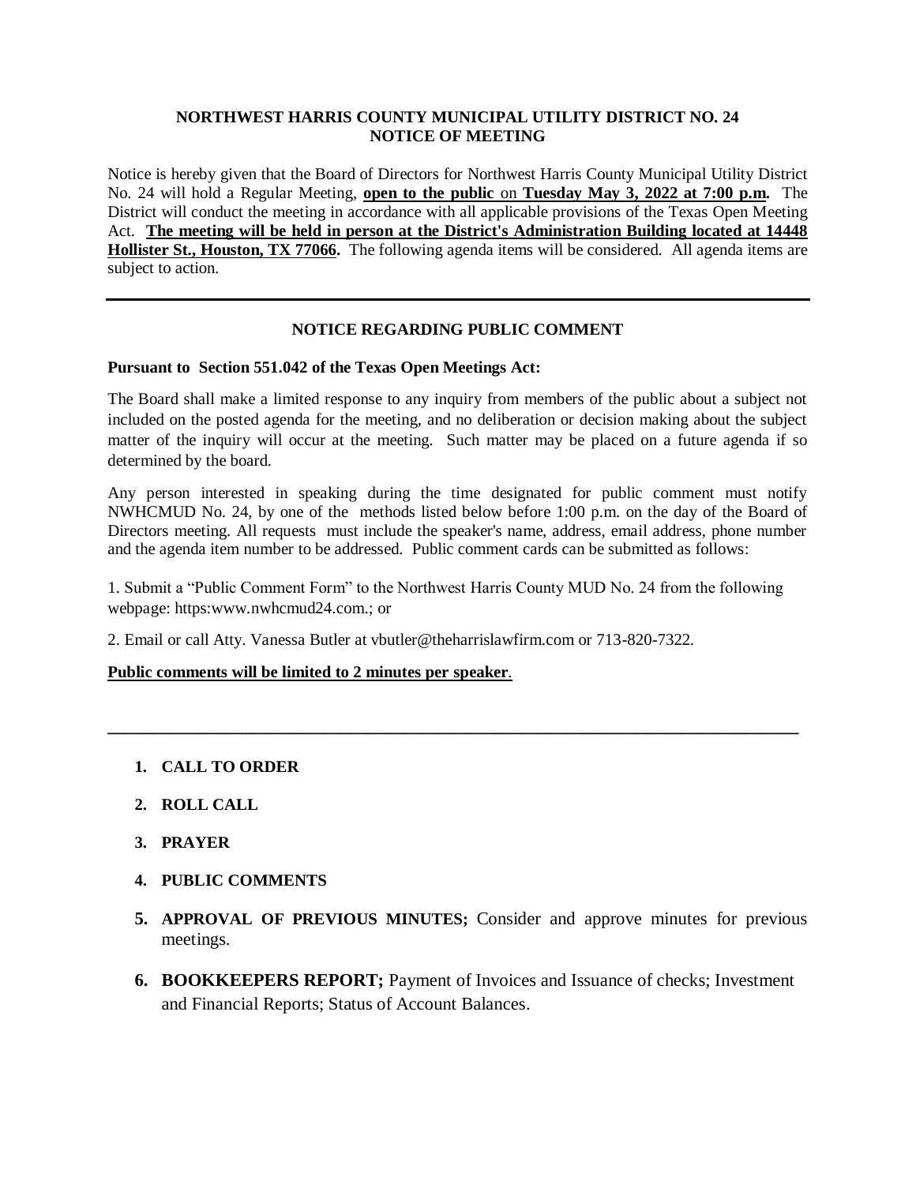**NORTHWEST HARRIS COUNTY MUNICIPAL UTILITY DISTRICT NO. 24**
**NOTICE OF MEETING**

Notice is hereby given that the Board of Directors for Northwest Harris County Municipal Utility District No. 24 will hold a Regular Meeting, **open to the public** on **Tuesday May 3, 2022 at 7:00 p.m.** The District will conduct the meeting in accordance with all applicable provisions of the Texas Open Meeting Act. **The meeting will be held in person at the District's Administration Building located at 14448 Hollister St., Houston, TX 77066.** The following agenda items will be considered. All agenda items are subject to action.

---

**NOTICE REGARDING PUBLIC COMMENT**

**Pursuant to Section 551.042 of the Texas Open Meetings Act:**

The Board shall make a limited response to any inquiry from members of the public about a subject not included on the posted agenda for the meeting, and no deliberation or decision making about the subject matter of the inquiry will occur at the meeting. Such matter may be placed on a future agenda if so determined by the board.

Any person interested in speaking during the time designated for public comment must notify NWHCMUD No. 24, by one of the methods listed below before 1:00 p.m. on the day of the Board of Directors meeting. All requests must include the speaker's name, address, email address, phone number and the agenda item number to be addressed. Public comment cards can be submitted as follows:

1. Submit a "Public Comment Form" to the Northwest Harris County MUD No. 24 from the following webpage: https:www.nwhcmud24.com.; or

2. Email or call Atty. Vanessa Butler at vbutler@theharrislawfirm.com or 713-820-7322.

**Public comments will be limited to 2 minutes per speaker**.

---

1. **CALL TO ORDER**
2. **ROLL CALL**
3. **PRAYER**
4. **PUBLIC COMMENTS**
5. **APPROVAL OF PREVIOUS MINUTES;** Consider and approve minutes for previous meetings.
6. **BOOKKEEPERS REPORT;** Payment of Invoices and Issuance of checks; Investment and Financial Reports; Status of Account Balances.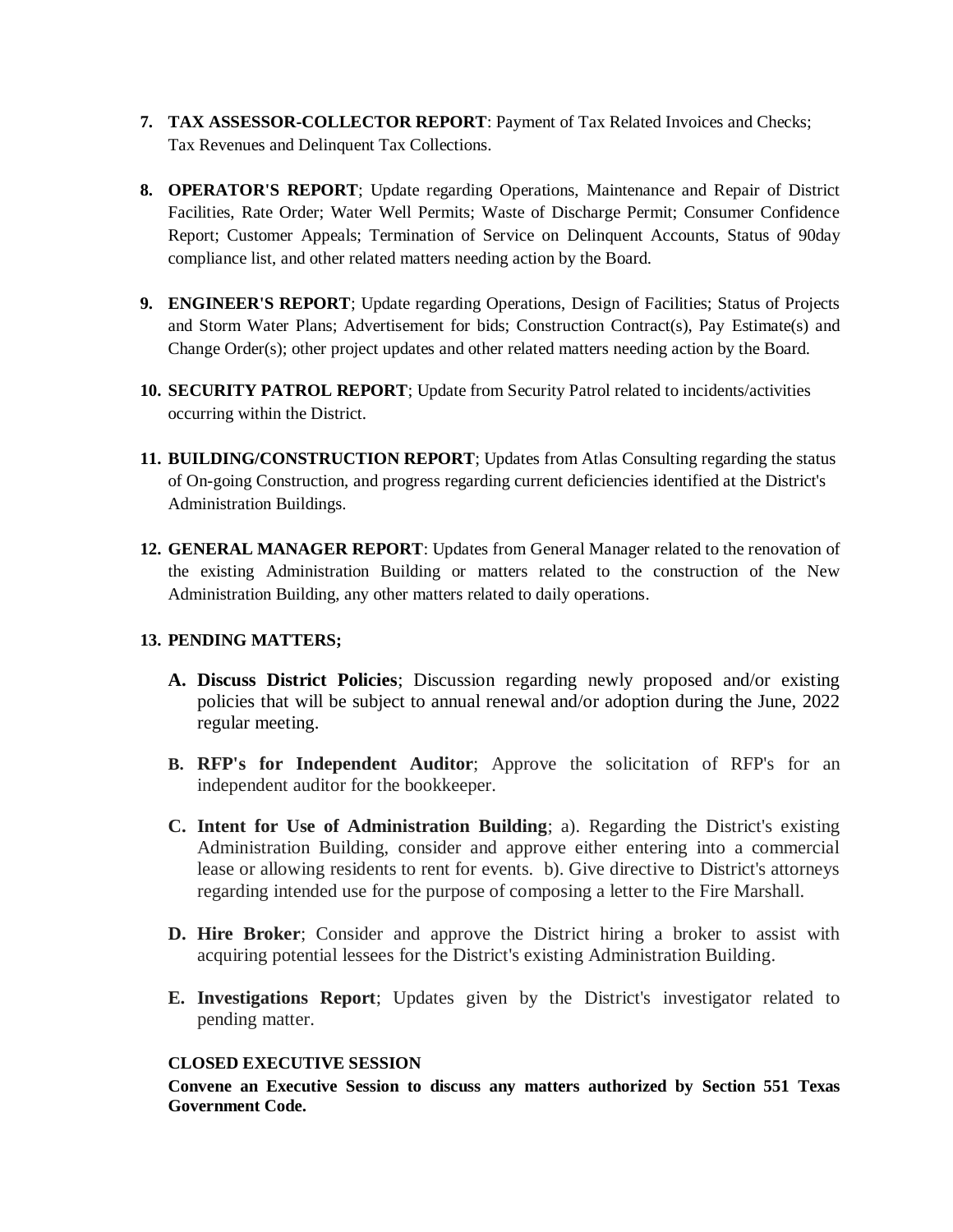7. **TAX ASSESSOR-COLLECTOR REPORT**: Payment of Tax Related Invoices and Checks; Tax Revenues and Delinquent Tax Collections.

8. **OPERATOR'S REPORT**; Update regarding Operations, Maintenance and Repair of District Facilities, Rate Order; Water Well Permits; Waste of Discharge Permit; Consumer Confidence Report; Customer Appeals; Termination of Service on Delinquent Accounts, Status of 90day compliance list, and other related matters needing action by the Board.

9. **ENGINEER'S REPORT**; Update regarding Operations, Design of Facilities; Status of Projects and Storm Water Plans; Advertisement for bids; Construction Contract(s), Pay Estimate(s) and Change Order(s); other project updates and other related matters needing action by the Board.

10. **SECURITY PATROL REPORT**; Update from Security Patrol related to incidents/activities occurring within the District.

11. **BUILDING/CONSTRUCTION REPORT**; Updates from Atlas Consulting regarding the status of On-going Construction, and progress regarding current deficiencies identified at the District's Administration Buildings.

12. **GENERAL MANAGER REPORT**: Updates from General Manager related to the renovation of the existing Administration Building or matters related to the construction of the New Administration Building, any other matters related to daily operations.

13. **PENDING MATTERS;**

    A. **Discuss District Policies**; Discussion regarding newly proposed and/or existing policies that will be subject to annual renewal and/or adoption during the June, 2022 regular meeting.

    B. **RFP's for Independent Auditor**; Approve the solicitation of RFP's for an independent auditor for the bookkeeper.

    C. **Intent for Use of Administration Building**; a). Regarding the District's existing Administration Building, consider and approve either entering into a commercial lease or allowing residents to rent for events. b). Give directive to District's attorneys regarding intended use for the purpose of composing a letter to the Fire Marshall.

    D. **Hire Broker**; Consider and approve the District hiring a broker to assist with acquiring potential lessees for the District's existing Administration Building.

    E. **Investigations Report**; Updates given by the District's investigator related to pending matter.

**CLOSED EXECUTIVE SESSION**

**Convene an Executive Session to discuss any matters authorized by Section 551 Texas Government Code.**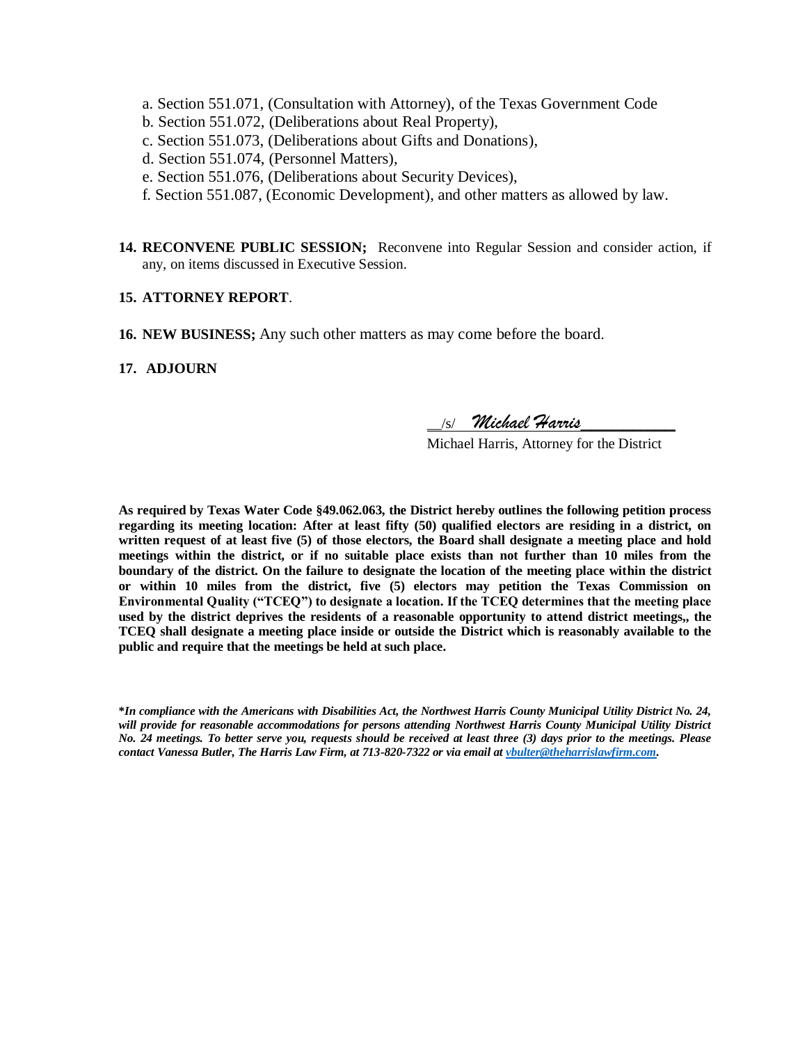a. Section 551.071, (Consultation with Attorney), of the Texas Government Code
b. Section 551.072, (Deliberations about Real Property),
c. Section 551.073, (Deliberations about Gifts and Donations),
d. Section 551.074, (Personnel Matters),
e. Section 551.076, (Deliberations about Security Devices),
f. Section 551.087, (Economic Development), and other matters as allowed by law.

**14. RECONVENE PUBLIC SESSION;** Reconvene into Regular Session and consider action, if any, on items discussed in Executive Session.

**15. ATTORNEY REPORT**.

**16. NEW BUSINESS;** Any such other matters as may come before the board.

**17. ADJOURN**

__/s/ *Michael Harris*___________
Michael Harris, Attorney for the District

**As required by Texas Water Code §49.062.063, the District hereby outlines the following petition process regarding its meeting location: After at least fifty (50) qualified electors are residing in a district, on written request of at least five (5) of those electors, the Board shall designate a meeting place and hold meetings within the district, or if no suitable place exists than not further than 10 miles from the boundary of the district. On the failure to designate the location of the meeting place within the district or within 10 miles from the district, five (5) electors may petition the Texas Commission on Environmental Quality ("TCEQ") to designate a location. If the TCEQ determines that the meeting place used by the district deprives the residents of a reasonable opportunity to attend district meetings,, the TCEQ shall designate a meeting place inside or outside the District which is reasonably available to the public and require that the meetings be held at such place.**

***In compliance with the Americans with Disabilities Act, the Northwest Harris County Municipal Utility District No. 24, will provide for reasonable accommodations for persons attending Northwest Harris County Municipal Utility District No. 24 meetings. To better serve you, requests should be received at least three (3) days prior to the meetings. Please contact Vanessa Butler, The Harris Law Firm, at 713-820-7322 or via email at vbulter@theharrislawfirm.com.***